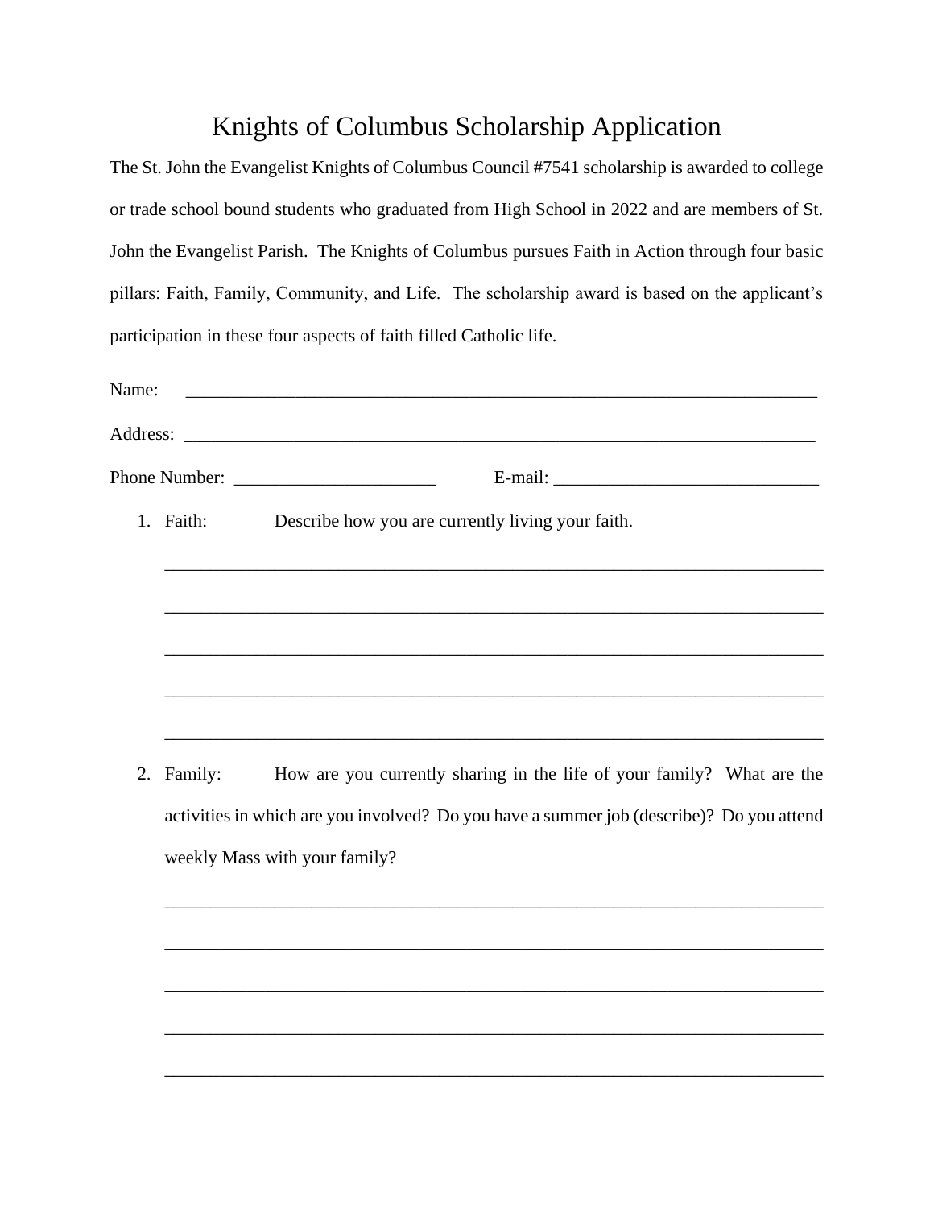# Knights of Columbus Scholarship Application

The St. John the Evangelist Knights of Columbus Council #7541 scholarship is awarded to college or trade school bound students who graduated from High School in 2022 and are members of St. John the Evangelist Parish. The Knights of Columbus pursues Faith in Action through four basic pillars: Faith, Family, Community, and Life. The scholarship award is based on the applicant's participation in these four aspects of faith filled Catholic life.

Name: ___________________________________________________________________________

Address: __________________________________________________________________________

Phone Number: ______________________ E-mail: _____________________________

1. Faith: Describe how you are currently living your faith.

   ___________________________________________________________________________

   ___________________________________________________________________________

   ___________________________________________________________________________

   ___________________________________________________________________________

   ___________________________________________________________________________

2. Family: How are you currently sharing in the life of your family? What are the activities in which are you involved? Do you have a summer job (describe)? Do you attend weekly Mass with your family?

   ___________________________________________________________________________

   ___________________________________________________________________________

   ___________________________________________________________________________

   ___________________________________________________________________________

   ___________________________________________________________________________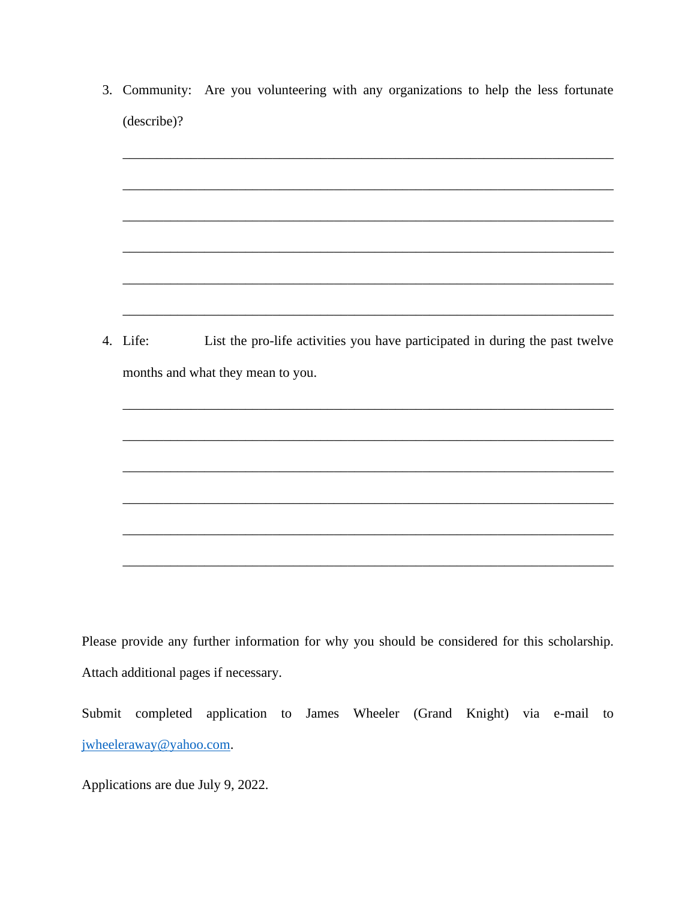3. Community: Are you volunteering with any organizations to help the less fortunate (describe)?

   ___________________________________________________________________________

   ___________________________________________________________________________

   ___________________________________________________________________________

   ___________________________________________________________________________

   ___________________________________________________________________________

   ___________________________________________________________________________

4. Life: List the pro-life activities you have participated in during the past twelve months and what they mean to you.

   ___________________________________________________________________________

   ___________________________________________________________________________

   ___________________________________________________________________________

   ___________________________________________________________________________

   ___________________________________________________________________________

   ___________________________________________________________________________

Please provide any further information for why you should be considered for this scholarship. Attach additional pages if necessary.

Submit completed application to James Wheeler (Grand Knight) via e-mail to [jwheeleraway@yahoo.com](mailto:jwheeleraway@yahoo.com).

Applications are due July 9, 2022.